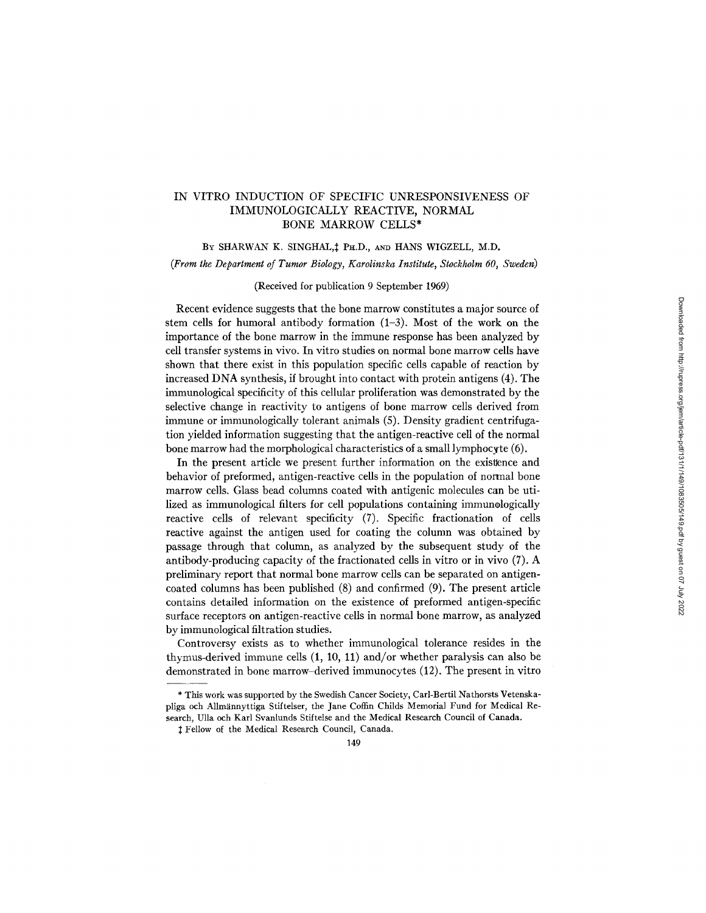# IN VITRO INDUCTION OF SPECIFIC UNRESPONSIVENESS OF IMMUNOLOGICALLY REACTIVE, NORMAL BONE MARROW CELLS*

BY SHARWAN K. SINGHAL,‡ PH.D., AND HANS WIGZELL, M.D.

*(From the Department of Tumor Biology, Karolinska Institute, Stockholm 60, Sweden)*

(Received for publication 9 September 1969)

Recent evidence suggests that the bone marrow constitutes a major source of stem cells for humoral antibody formation (1–3). Most of the work on the importance of the bone marrow in the immune response has been analyzed by cell transfer systems in vivo. In vitro studies on normal bone marrow cells have shown that there exist in this population specific cells capable of reaction by increased DNA synthesis, if brought into contact with protein antigens (4). The immunological specificity of this cellular proliferation was demonstrated by the selective change in reactivity to antigens of bone marrow cells derived from immune or immunologically tolerant animals (5). Density gradient centrifugation yielded information suggesting that the antigen-reactive cell of the normal bone marrow had the morphological characteristics of a small lymphocyte (6).

In the present article we present further information on the existence and behavior of preformed, antigen-reactive cells in the population of normal bone marrow cells. Glass bead columns coated with antigenic molecules can be utilized as immunological filters for cell populations containing immunologically reactive cells of relevant specificity (7). Specific fractionation of cells reactive against the antigen used for coating the column was obtained by passage through that column, as analyzed by the subsequent study of the antibody-producing capacity of the fractionated cells in vitro or in vivo (7). A preliminary report that normal bone marrow cells can be separated on antigen-coated columns has been published (8) and confirmed (9). The present article contains detailed information on the existence of preformed antigen-specific surface receptors on antigen-reactive cells in normal bone marrow, as analyzed by immunological filtration studies.

Controversy exists as to whether immunological tolerance resides in the thymus-derived immune cells (1, 10, 11) and/or whether paralysis can also be demonstrated in bone marrow–derived immunocytes (12). The present in vitro

---

* This work was supported by the Swedish Cancer Society, Carl-Bertil Nathorsts Vetenskapliga och Allmännyttiga Stiftelser, the Jane Coffin Childs Memorial Fund for Medical Research, Ulla och Karl Svanlunds Stiftelse and the Medical Research Council of Canada.

‡ Fellow of the Medical Research Council, Canada.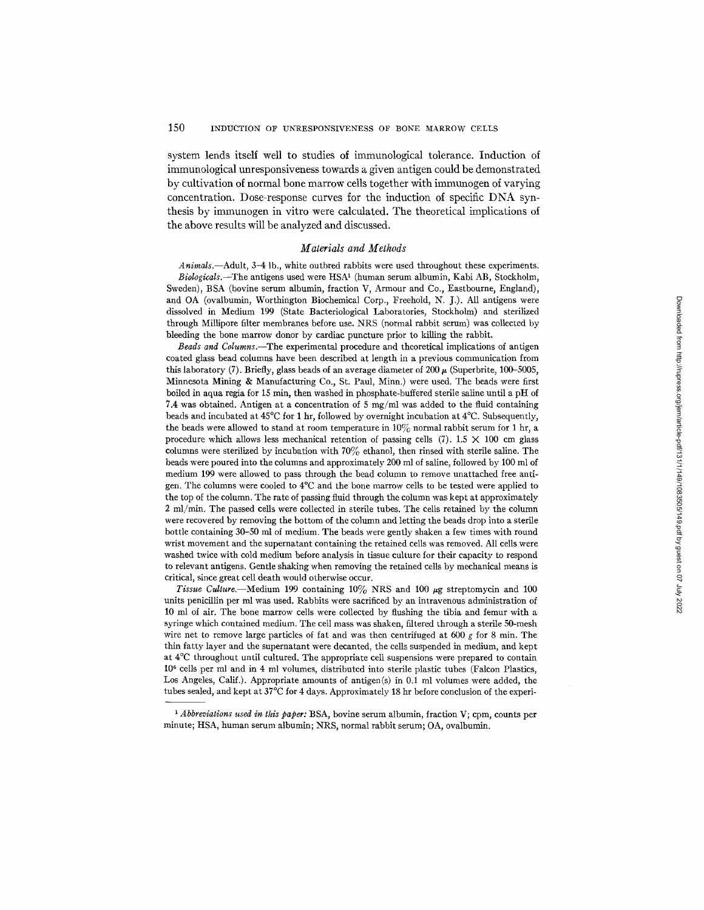system lends itself well to studies of immunological tolerance. Induction of immunological unresponsiveness towards a given antigen could be demonstrated by cultivation of normal bone marrow cells together with immunogen of varying concentration. Dose-response curves for the induction of specific DNA synthesis by immunogen in vitro were calculated. The theoretical implications of the above results will be analyzed and discussed.

## *Materials and Methods*

*Animals.*—Adult, 3–4 lb., white outbred rabbits were used throughout these experiments.

*Biologicals.*—The antigens used were HSA[1] (human serum albumin, Kabi AB, Stockholm, Sweden), BSA (bovine serum albumin, fraction V, Armour and Co., Eastbourne, England), and OA (ovalbumin, Worthington Biochemical Corp., Freehold, N. J.). All antigens were dissolved in Medium 199 (State Bacteriological Laboratories, Stockholm) and sterilized through Millipore filter membranes before use. NRS (normal rabbit serum) was collected by bleeding the bone marrow donor by cardiac puncture prior to killing the rabbit.

*Beads and Columns.*—The experimental procedure and theoretical implications of antigen coated glass bead columns have been described at length in a previous communication from this laboratory (7). Briefly, glass beads of an average diameter of 200 $\mu$ (Superbrite, 100–5005, Minnesota Mining & Manufacturing Co., St. Paul, Minn.) were used. The beads were first boiled in aqua regia for 15 min, then washed in phosphate-buffered sterile saline until a pH of 7.4 was obtained. Antigen at a concentration of 5 mg/ml was added to the fluid containing beads and incubated at 45°C for 1 hr, followed by overnight incubation at 4°C. Subsequently, the beads were allowed to stand at room temperature in 10% normal rabbit serum for 1 hr, a procedure which allows less mechanical retention of passing cells (7). 1.5 $\times$ 100 cm glass columns were sterilized by incubation with 70% ethanol, then rinsed with sterile saline. The beads were poured into the columns and approximately 200 ml of saline, followed by 100 ml of medium 199 were allowed to pass through the bead column to remove unattached free antigen. The columns were cooled to 4°C and the bone marrow cells to be tested were applied to the top of the column. The rate of passing fluid through the column was kept at approximately 2 ml/min. The passed cells were collected in sterile tubes. The cells retained by the column were recovered by removing the bottom of the column and letting the beads drop into a sterile bottle containing 30–50 ml of medium. The beads were gently shaken a few times with round wrist movement and the supernatant containing the retained cells was removed. All cells were washed twice with cold medium before analysis in tissue culture for their capacity to respond to relevant antigens. Gentle shaking when removing the retained cells by mechanical means is critical, since great cell death would otherwise occur.

*Tissue Culture.*—Medium 199 containing 10% NRS and 100 $\mu$g streptomycin and 100 units penicillin per ml was used. Rabbits were sacrificed by an intravenous administration of 10 ml of air. The bone marrow cells were collected by flushing the tibia and femur with a syringe which contained medium. The cell mass was shaken, filtered through a sterile 50-mesh wire net to remove large particles of fat and was then centrifuged at 600 *g* for 8 min. The thin fatty layer and the supernatant were decanted, the cells suspended in medium, and kept at 4°C throughout until cultured. The appropriate cell suspensions were prepared to contain $10^6$ cells per ml and in 4 ml volumes, distributed into sterile plastic tubes (Falcon Plastics, Los Angeles, Calif.). Appropriate amounts of antigen(s) in 0.1 ml volumes were added, the tubes sealed, and kept at 37°C for 4 days. Approximately 18 hr before conclusion of the experi-

[1] *Abbreviations used in this paper:* BSA, bovine serum albumin, fraction V; cpm, counts per minute; HSA, human serum albumin; NRS, normal rabbit serum; OA, ovalbumin.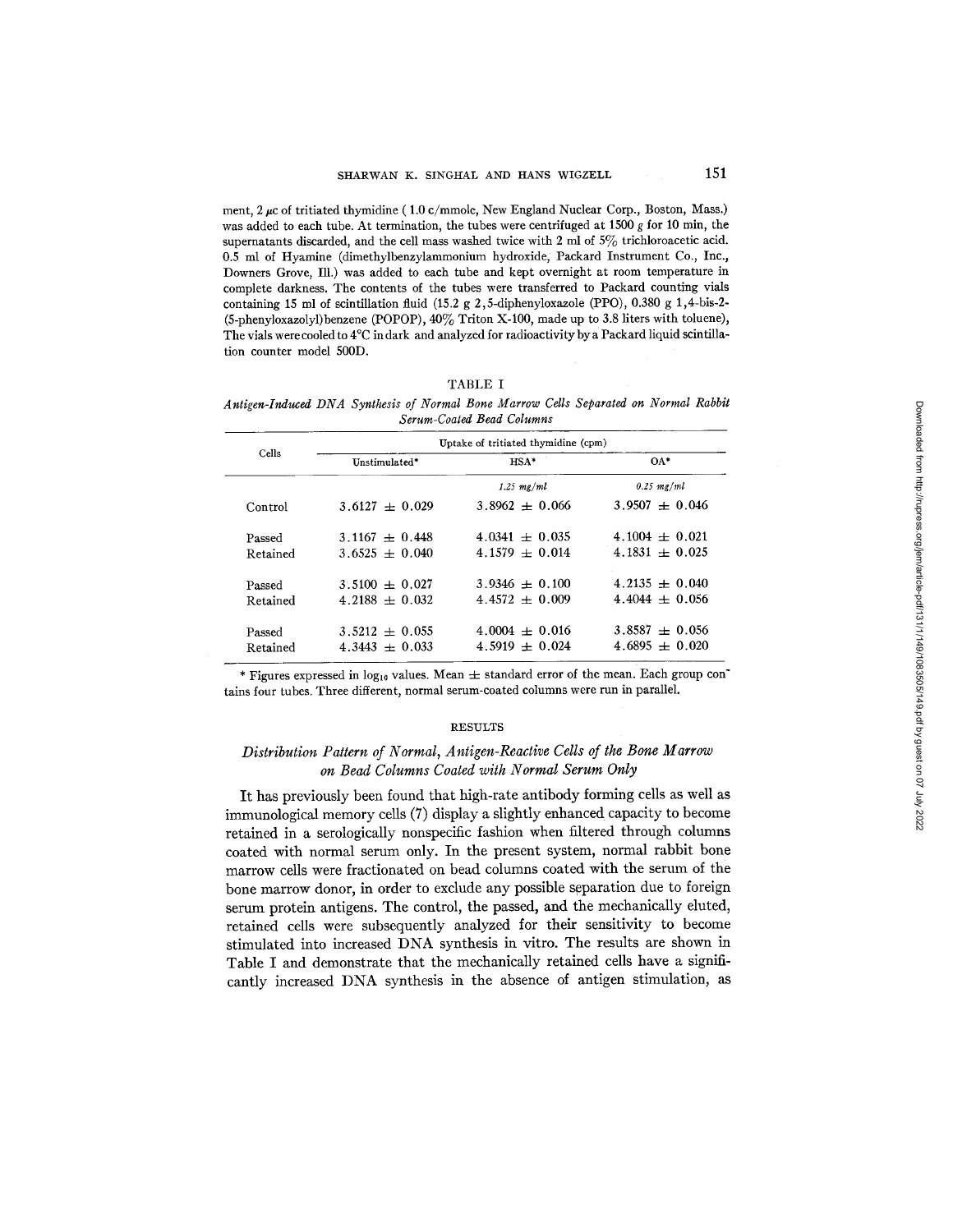ment, 2 μc of tritiated thymidine (1.0 c/mmole, New England Nuclear Corp., Boston, Mass.) was added to each tube. At termination, the tubes were centrifuged at 1500 *g* for 10 min, the supernatants discarded, and the cell mass washed twice with 2 ml of 5% trichloroacetic acid. 0.5 ml of Hyamine (dimethylbenzylammonium hydroxide, Packard Instrument Co., Inc., Downers Grove, Ill.) was added to each tube and kept overnight at room temperature in complete darkness. The contents of the tubes were transferred to Packard counting vials containing 15 ml of scintillation fluid (15.2 g 2,5-diphenyloxazole (PPO), 0.380 g 1,4-bis-2-(5-phenyloxazolyl)benzene (POPOP), 40% Triton X-100, made up to 3.8 liters with toluene), The vials were cooled to 4°C in dark and analyzed for radioactivity by a Packard liquid scintillation counter model 500D.

TABLE I

*Antigen-Induced DNA Synthesis of Normal Bone Marrow Cells Separated on Normal Rabbit Serum-Coated Bead Columns*

| Cells | Uptake of tritiated thymidine (cpm) | | |
|---|---|---|---|
| | Unstimulated* | HSA* | OA* |
| | | *1.25 mg/ml* | *0.25 mg/ml* |
| Control | 3.6127 ± 0.029 | 3.8962 ± 0.066 | 3.9507 ± 0.046 |
| Passed | 3.1167 ± 0.448 | 4.0341 ± 0.035 | 4.1004 ± 0.021 |
| Retained | 3.6525 ± 0.040 | 4.1579 ± 0.014 | 4.1831 ± 0.025 |
| Passed | 3.5100 ± 0.027 | 3.9346 ± 0.100 | 4.2135 ± 0.040 |
| Retained | 4.2188 ± 0.032 | 4.4572 ± 0.009 | 4.4044 ± 0.056 |
| Passed | 3.5212 ± 0.055 | 4.0004 ± 0.016 | 3.8587 ± 0.056 |
| Retained | 4.3443 ± 0.033 | 4.5919 ± 0.024 | 4.6895 ± 0.020 |

\* Figures expressed in $\log_{10}$ values. Mean ± standard error of the mean. Each group contains four tubes. Three different, normal serum-coated columns were run in parallel.

## RESULTS

### *Distribution Pattern of Normal, Antigen-Reactive Cells of the Bone Marrow on Bead Columns Coated with Normal Serum Only*

It has previously been found that high-rate antibody forming cells as well as immunological memory cells (7) display a slightly enhanced capacity to become retained in a serologically nonspecific fashion when filtered through columns coated with normal serum only. In the present system, normal rabbit bone marrow cells were fractionated on bead columns coated with the serum of the bone marrow donor, in order to exclude any possible separation due to foreign serum protein antigens. The control, the passed, and the mechanically eluted, retained cells were subsequently analyzed for their sensitivity to become stimulated into increased DNA synthesis in vitro. The results are shown in Table I and demonstrate that the mechanically retained cells have a significantly increased DNA synthesis in the absence of antigen stimulation, as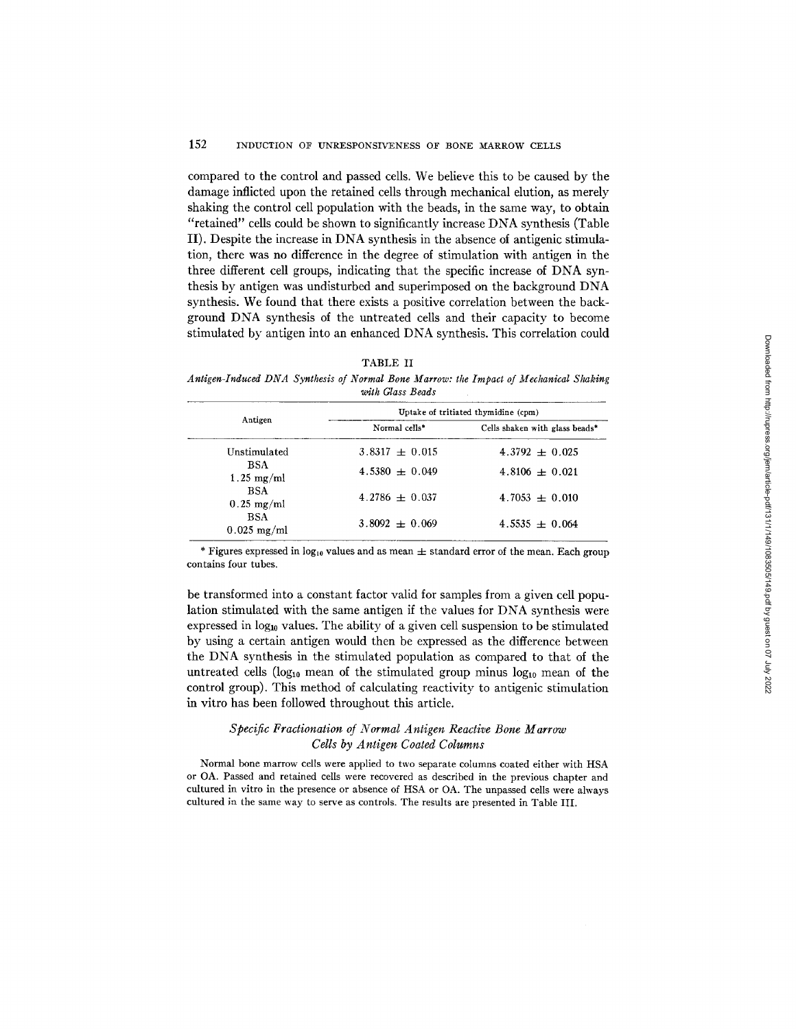compared to the control and passed cells. We believe this to be caused by the damage inflicted upon the retained cells through mechanical elution, as merely shaking the control cell population with the beads, in the same way, to obtain "retained" cells could be shown to significantly increase DNA synthesis (Table II). Despite the increase in DNA synthesis in the absence of antigenic stimulation, there was no difference in the degree of stimulation with antigen in the three different cell groups, indicating that the specific increase of DNA synthesis by antigen was undisturbed and superimposed on the background DNA synthesis. We found that there exists a positive correlation between the background DNA synthesis of the untreated cells and their capacity to become stimulated by antigen into an enhanced DNA synthesis. This correlation could

TABLE II

*Antigen-Induced DNA Synthesis of Normal Bone Marrow: the Impact of Mechanical Shaking with Glass Beads*

| Antigen | Uptake of tritiated thymidine (cpm) | |
|---|---|---|
| | Normal cells* | Cells shaken with glass beads* |
| Unstimulated | 3.8317 ± 0.015 | 4.3792 ± 0.025 |
| BSA 1.25 mg/ml | 4.5380 ± 0.049 | 4.8106 ± 0.021 |
| BSA 0.25 mg/ml | 4.2786 ± 0.037 | 4.7053 ± 0.010 |
| BSA 0.025 mg/ml | 3.8092 ± 0.069 | 4.5535 ± 0.064 |

* Figures expressed in $\log_{10}$ values and as mean ± standard error of the mean. Each group contains four tubes.

be transformed into a constant factor valid for samples from a given cell population stimulated with the same antigen if the values for DNA synthesis were expressed in $\log_{10}$ values. The ability of a given cell suspension to be stimulated by using a certain antigen would then be expressed as the difference between the DNA synthesis in the stimulated population as compared to that of the untreated cells ($\log_{10}$ mean of the stimulated group minus $\log_{10}$ mean of the control group). This method of calculating reactivity to antigenic stimulation in vitro has been followed throughout this article.

### *Specific Fractionation of Normal Antigen Reactive Bone Marrow Cells by Antigen Coated Columns*

Normal bone marrow cells were applied to two separate columns coated either with HSA or OA. Passed and retained cells were recovered as described in the previous chapter and cultured in vitro in the presence or absence of HSA or OA. The unpassed cells were always cultured in the same way to serve as controls. The results are presented in Table III.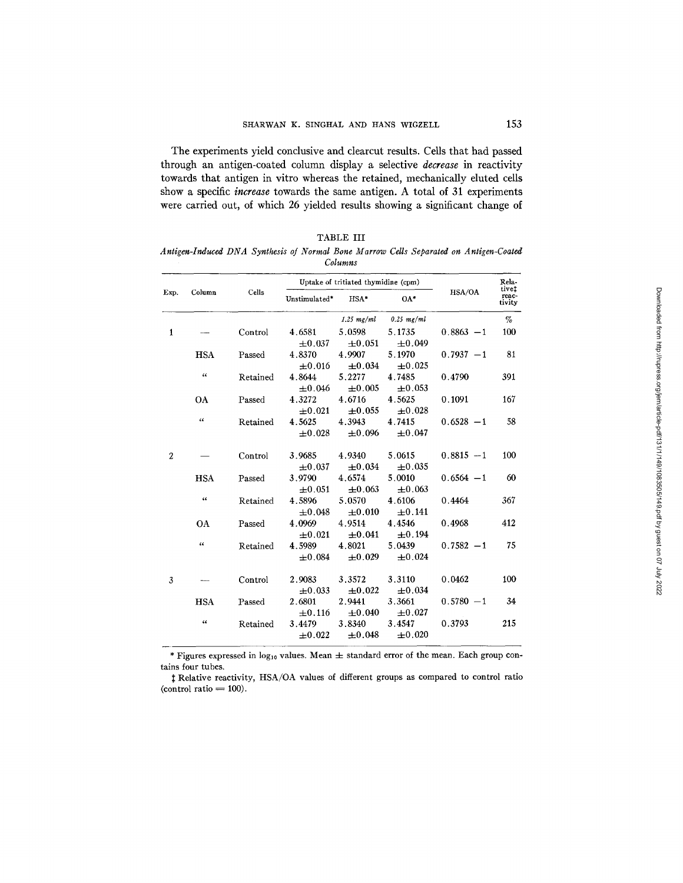The experiments yield conclusive and clearcut results. Cells that had passed through an antigen-coated column display a selective *decrease* in reactivity towards that antigen in vitro whereas the retained, mechanically eluted cells show a specific *increase* towards the same antigen. A total of 31 experiments were carried out, of which 26 yielded results showing a significant change of

TABLE III

*Antigen-Induced DNA Synthesis of Normal Bone Marrow Cells Separated on Antigen-Coated Columns*

| Exp. | Column | Cells | Uptake of tritiated thymidine (cpm) | | | HSA/OA | Relative‡ reactivity |
|---|---|---|---|---|---|---|---|
| | | | Unstimulated* | HSA* | OA* | | |
| | | | | *1.25 mg/ml* | *0.25 mg/ml* | | % |
| 1 | — | Control | 4.6581 ±0.037 | 5.0598 ±0.051 | 5.1735 ±0.049 | 0.8863 −1 | 100 |
| | HSA | Passed | 4.8370 ±0.016 | 4.9907 ±0.034 | 5.1970 ±0.025 | 0.7937 −1 | 81 |
| | " | Retained | 4.8644 ±0.046 | 5.2277 ±0.005 | 4.7485 ±0.053 | 0.4790 | 391 |
| | OA | Passed | 4.3272 ±0.021 | 4.6716 ±0.055 | 4.5625 ±0.028 | 0.1091 | 167 |
| | " | Retained | 4.5625 ±0.028 | 4.3943 ±0.096 | 4.7415 ±0.047 | 0.6528 −1 | 58 |
| 2 | — | Control | 3.9685 ±0.037 | 4.9340 ±0.034 | 5.0615 ±0.035 | 0.8815 −1 | 100 |
| | HSA | Passed | 3.9790 ±0.051 | 4.6574 ±0.063 | 5.0010 ±0.063 | 0.6564 −1 | 60 |
| | " | Retained | 4.5896 ±0.048 | 5.0570 ±0.010 | 4.6106 ±0.141 | 0.4464 | 367 |
| | OA | Passed | 4.0969 ±0.021 | 4.9514 ±0.041 | 4.4546 ±0.194 | 0.4968 | 412 |
| | " | Retained | 4.5989 ±0.084 | 4.8021 ±0.029 | 5.0439 ±0.024 | 0.7582 −1 | 75 |
| 3 | — | Control | 2.9083 ±0.033 | 3.3572 ±0.022 | 3.3110 ±0.034 | 0.0462 | 100 |
| | HSA | Passed | 2.6801 ±0.116 | 2.9441 ±0.040 | 3.3661 ±0.027 | 0.5780 −1 | 34 |
| | " | Retained | 3.4479 ±0.022 | 3.8340 ±0.048 | 3.4547 ±0.020 | 0.3793 | 215 |

\* Figures expressed in $\log_{10}$ values. Mean ± standard error of the mean. Each group contains four tubes.

‡ Relative reactivity, HSA/OA values of different groups as compared to control ratio (control ratio = 100).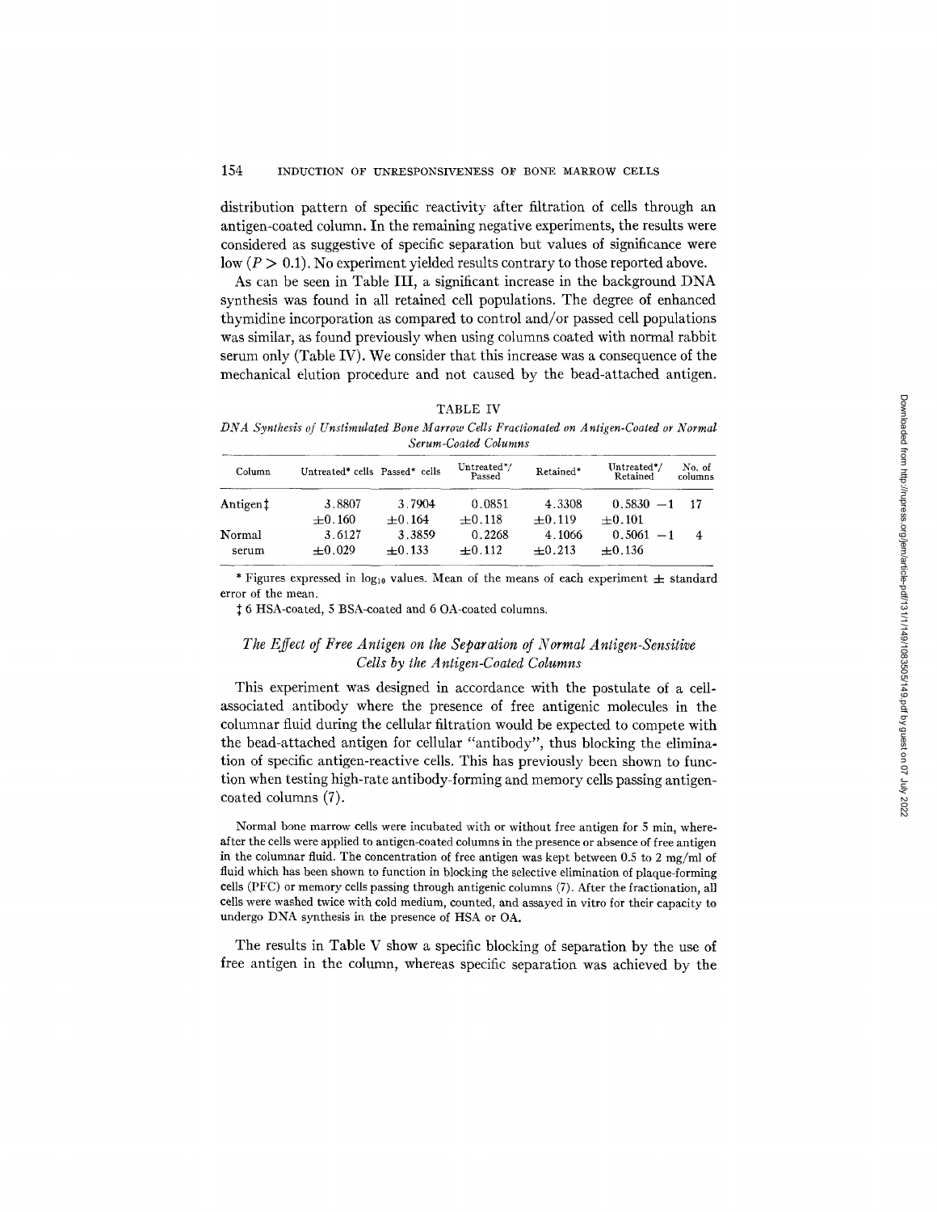distribution pattern of specific reactivity after filtration of cells through an antigen-coated column. In the remaining negative experiments, the results were considered as suggestive of specific separation but values of significance were low ($P > 0.1$). No experiment yielded results contrary to those reported above.

As can be seen in Table III, a significant increase in the background DNA synthesis was found in all retained cell populations. The degree of enhanced thymidine incorporation as compared to control and/or passed cell populations was similar, as found previously when using columns coated with normal rabbit serum only (Table IV). We consider that this increase was a consequence of the mechanical elution procedure and not caused by the bead-attached antigen.

TABLE IV

*DNA Synthesis of Unstimulated Bone Marrow Cells Fractionated on Antigen-Coated or Normal Serum-Coated Columns*

| Column | Untreated* cells | Passed* cells | Untreated*/ Passed | Retained* | Untreated*/ Retained | No. of columns |
|---|---|---|---|---|---|---|
| Antigen‡ | 3.8807 ±0.160 | 3.7904 ±0.164 | 0.0851 ±0.118 | 4.3308 ±0.119 | 0.5830 −1 ±0.101 | 17 |
| Normal serum | 3.6127 ±0.029 | 3.3859 ±0.133 | 0.2268 ±0.112 | 4.1066 ±0.213 | 0.5061 −1 ±0.136 | 4 |

\* Figures expressed in $\log_{10}$ values. Mean of the means of each experiment ± standard error of the mean.

‡ 6 HSA-coated, 5 BSA-coated and 6 OA-coated columns.

### *The Effect of Free Antigen on the Separation of Normal Antigen-Sensitive Cells by the Antigen-Coated Columns*

This experiment was designed in accordance with the postulate of a cell-associated antibody where the presence of free antigenic molecules in the columnar fluid during the cellular filtration would be expected to compete with the bead-attached antigen for cellular "antibody", thus blocking the elimination of specific antigen-reactive cells. This has previously been shown to function when testing high-rate antibody-forming and memory cells passing antigen-coated columns (7).

Normal bone marrow cells were incubated with or without free antigen for 5 min, whereafter the cells were applied to antigen-coated columns in the presence or absence of free antigen in the columnar fluid. The concentration of free antigen was kept between 0.5 to 2 mg/ml of fluid which has been shown to function in blocking the selective elimination of plaque-forming cells (PFC) or memory cells passing through antigenic columns (7). After the fractionation, all cells were washed twice with cold medium, counted, and assayed in vitro for their capacity to undergo DNA synthesis in the presence of HSA or OA.

The results in Table V show a specific blocking of separation by the use of free antigen in the column, whereas specific separation was achieved by the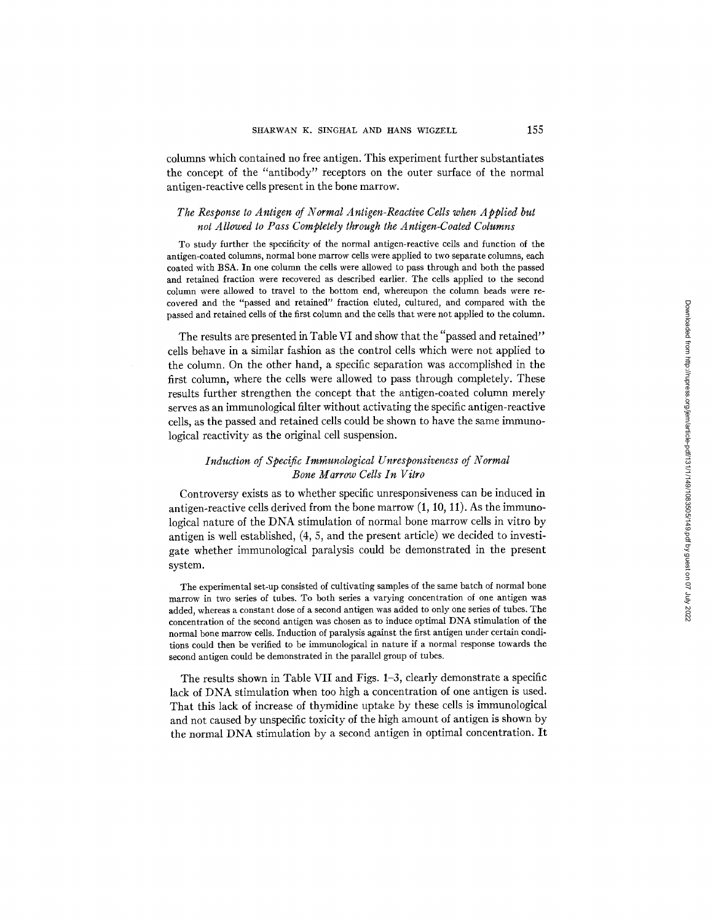columns which contained no free antigen. This experiment further substantiates the concept of the "antibody" receptors on the outer surface of the normal antigen-reactive cells present in the bone marrow.

### *The Response to Antigen of Normal Antigen-Reactive Cells when Applied but not Allowed to Pass Completely through the Antigen-Coated Columns*

To study further the specificity of the normal antigen-reactive cells and function of the antigen-coated columns, normal bone marrow cells were applied to two separate columns, each coated with BSA. In one column the cells were allowed to pass through and both the passed and retained fraction were recovered as described earlier. The cells applied to the second column were allowed to travel to the bottom end, whereupon the column beads were recovered and the "passed and retained" fraction eluted, cultured, and compared with the passed and retained cells of the first column and the cells that were not applied to the column.

The results are presented in Table VI and show that the "passed and retained" cells behave in a similar fashion as the control cells which were not applied to the column. On the other hand, a specific separation was accomplished in the first column, where the cells were allowed to pass through completely. These results further strengthen the concept that the antigen-coated column merely serves as an immunological filter without activating the specific antigen-reactive cells, as the passed and retained cells could be shown to have the same immunological reactivity as the original cell suspension.

### *Induction of Specific Immunological Unresponsiveness of Normal Bone Marrow Cells In Vitro*

Controversy exists as to whether specific unresponsiveness can be induced in antigen-reactive cells derived from the bone marrow (1, 10, 11). As the immunological nature of the DNA stimulation of normal bone marrow cells in vitro by antigen is well established, (4, 5, and the present article) we decided to investigate whether immunological paralysis could be demonstrated in the present system.

The experimental set-up consisted of cultivating samples of the same batch of normal bone marrow in two series of tubes. To both series a varying concentration of one antigen was added, whereas a constant dose of a second antigen was added to only one series of tubes. The concentration of the second antigen was chosen as to induce optimal DNA stimulation of the normal bone marrow cells. Induction of paralysis against the first antigen under certain conditions could then be verified to be immunological in nature if a normal response towards the second antigen could be demonstrated in the parallel group of tubes.

The results shown in Table VII and Figs. 1–3, clearly demonstrate a specific lack of DNA stimulation when too high a concentration of one antigen is used. That this lack of increase of thymidine uptake by these cells is immunological and not caused by unspecific toxicity of the high amount of antigen is shown by the normal DNA stimulation by a second antigen in optimal concentration. It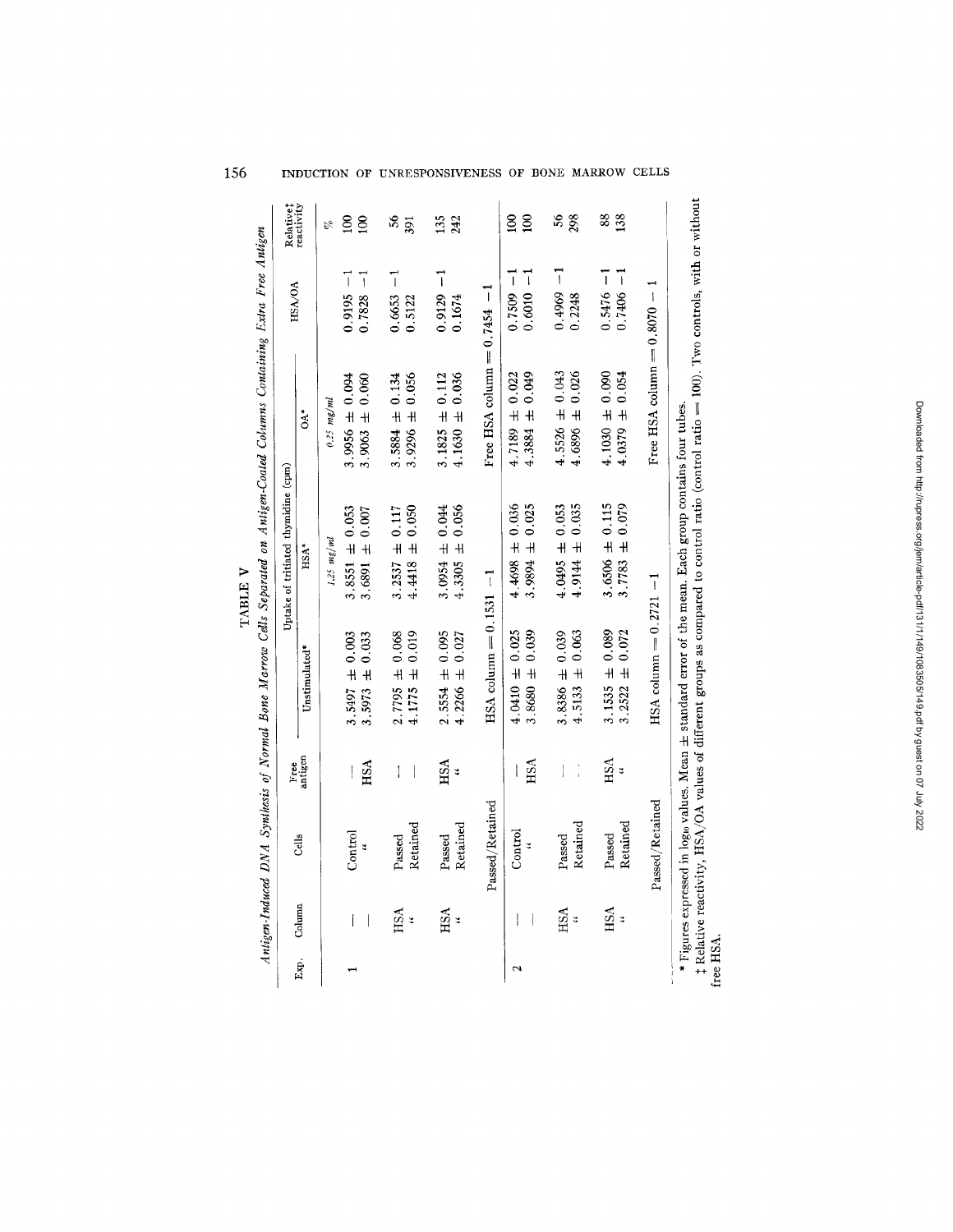TABLE V

*Antigen-Induced DNA Synthesis of Normal Bone Marrow Cells Separated on Antigen-Coated Columns Containing Extra Free Antigen*

| Exp. | Column | Cells | Free antigen | Uptake of tritiated thymidine (cpm) | | | HSA/OA | Relative‡ reactivity |
|---|---|---|---|---|---|---|---|---|
| | | | | Unstimulated* | HSA* | OA* | | |
| | | | | | *1.25 mg/ml* | *0.25 mg/ml* | | % |
| 1 | — | Control | — | 3.5497 ± 0.003 | 3.8551 ± 0.053 | 3.9956 ± 0.094 | 0.9195 −1 | 100 |
| | — | " | HSA | 3.5973 ± 0.033 | 3.6891 ± 0.007 | 3.9063 ± 0.060 | 0.7828 −1 | 100 |
| | HSA | Passed | — | 2.7795 ± 0.068 | 3.2537 ± 0.117 | 3.5884 ± 0.134 | 0.6653 −1 | 56 |
| | " | Retained | — | 4.1775 ± 0.019 | 4.4418 ± 0.050 | 3.9296 ± 0.056 | 0.5122 | 391 |
| | HSA | Passed | HSA | 2.5554 ± 0.095 | 3.0954 ± 0.044 | 3.1825 ± 0.112 | 0.9129 −1 | 135 |
| | " | Retained | " | 4.2266 ± 0.027 | 4.3305 ± 0.056 | 4.1630 ± 0.036 | 0.1674 | 242 |
| | | Passed/Retained | | HSA column = 0.1531 −1 | | Free HSA column = 0.7454 −1 | | |
| 2 | — | Control | — | 4.0410 ± 0.025 | 4.4698 ± 0.036 | 4.7189 ± 0.022 | 0.7509 −1 | 100 |
| | — | " | HSA | 3.8680 ± 0.039 | 3.9894 ± 0.025 | 4.3884 ± 0.049 | 0.6010 −1 | 100 |
| | HSA | Passed | — | 3.8386 ± 0.039 | 4.0495 ± 0.053 | 4.5526 ± 0.043 | 0.4969 −1 | 56 |
| | " | Retained | — | 4.5133 ± 0.063 | 4.9144 ± 0.035 | 4.6896 ± 0.026 | 0.2248 | 298 |
| | HSA | Passed | HSA | 3.1535 ± 0.089 | 3.6506 ± 0.115 | 4.1030 ± 0.090 | 0.5476 −1 | 88 |
| | " | Retained | " | 3.2522 ± 0.072 | 3.7783 ± 0.079 | 4.0379 ± 0.054 | 0.7406 −1 | 138 |
| | | Passed/Retained | | HSA column = 0.2721 −1 | | Free HSA column = 0.8070 −1 | | |

\* Figures expressed in $\log_{10}$ values. Mean ± standard error of the mean. Each group contains four tubes.

‡ Relative reactivity, HSA/OA values of different groups as compared to control ratio (control ratio = 100). Two controls, with or without free HSA.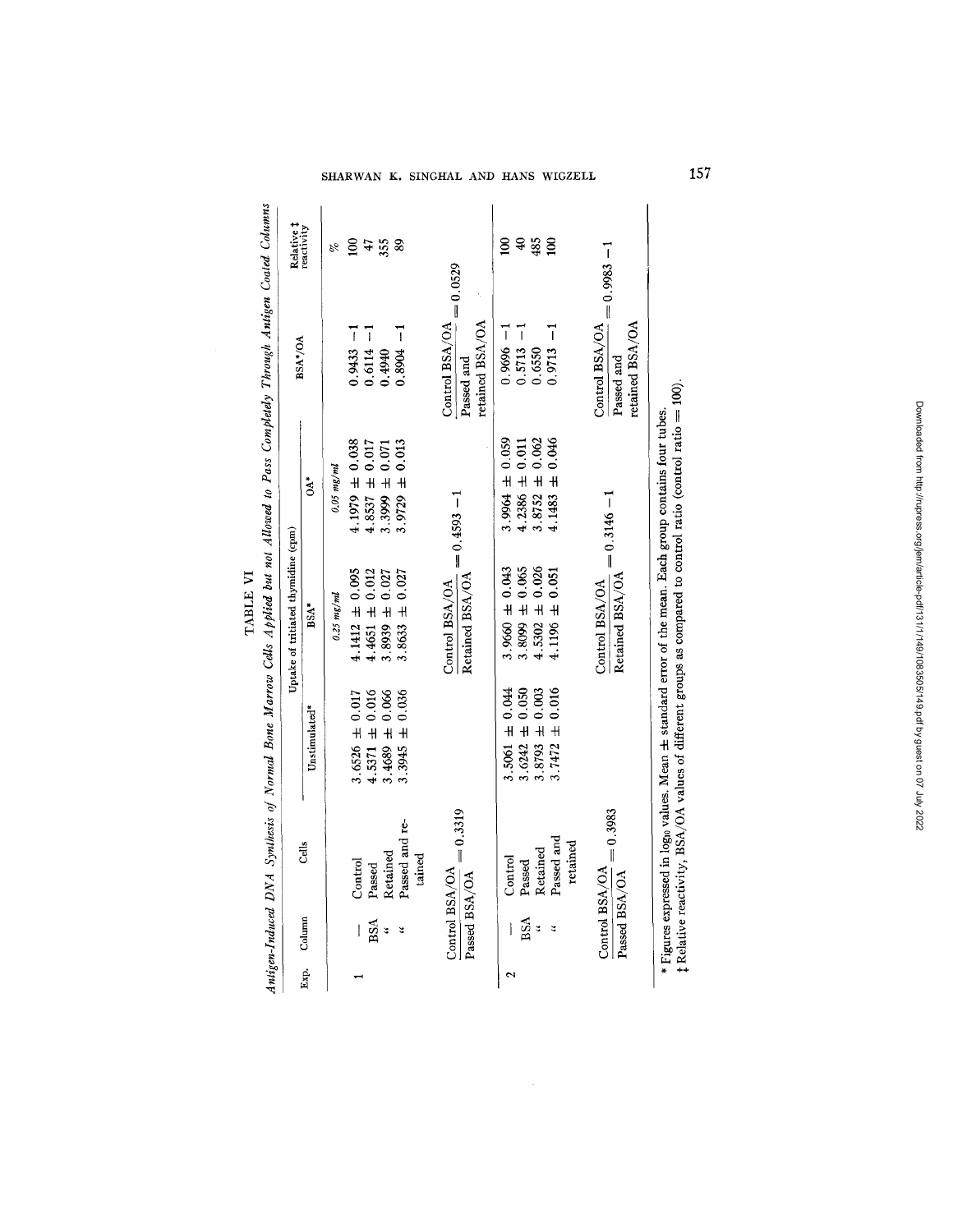TABLE VI

*Antigen-Induced DNA Synthesis of Normal Bone Marrow Cells Applied but not Allowed to Pass Completely Through Antigen Coated Columns*

| Exp. | Column | Cells | Uptake of tritiated thymidine (cpm) | | | BSA*/OA | Relative ‡ reactivity |
|---|---|---|---|---|---|---|---|
| | | | Unstimulated* | BSA* | OA* | | |
| | | | | *0.25 mg/ml* | *0.05 mg/ml* | | % |
| 1 | — | Control | 3.6526 ± 0.017 | 4.1412 ± 0.095 | 4.1979 ± 0.038 | 0.9433 −1 | 100 |
| | BSA | Passed | 4.5371 ± 0.016 | 4.4651 ± 0.012 | 4.8537 ± 0.017 | 0.6114 −1 | 47 |
| | " | Retained | 3.4689 ± 0.066 | 3.8939 ± 0.027 | 3.3999 ± 0.071 | 0.4940 | 355 |
| | " | Passed and retained | 3.3945 ± 0.036 | 3.8633 ± 0.027 | 3.9729 ± 0.013 | 0.8904 −1 | 89 |
| | $\frac{\text{Control BSA/OA}}{\text{Passed BSA/OA}} = 0.3319$ | | | $\frac{\text{Control BSA/OA}}{\text{Retained BSA/OA}} = 0.4593 - 1$ | | $\frac{\text{Control BSA/OA}}{\text{Passed and retained BSA/OA}} = 0.0529$ | |
| 2 | — | Control | 3.5061 ± 0.044 | 3.9660 ± 0.043 | 3.9964 ± 0.059 | 0.9696 −1 | 100 |
| | BSA | Passed | 3.6242 ± 0.050 | 3.8099 ± 0.065 | 4.2386 ± 0.011 | 0.5713 −1 | 40 |
| | " | Retained | 3.8793 ± 0.003 | 4.5302 ± 0.026 | 3.8752 ± 0.062 | 0.6550 | 485 |
| | " | Passed and retained | 3.7472 ± 0.016 | 4.1196 ± 0.051 | 4.1483 ± 0.046 | 0.9713 −1 | 100 |
| | $\frac{\text{Control BSA/OA}}{\text{Passed BSA/OA}} = 0.3983$ | | | $\frac{\text{Control BSA/OA}}{\text{Retained BSA/OA}} = 0.3146 - 1$ | | $\frac{\text{Control BSA/OA}}{\text{Passed and retained BSA/OA}} = 0.9983 - 1$ | |

\* Figures expressed in $\log_{10}$ values. Mean ± standard error of the mean. Each group contains four tubes.
‡ Relative reactivity, BSA/OA values of different groups as compared to control ratio (control ratio = 100).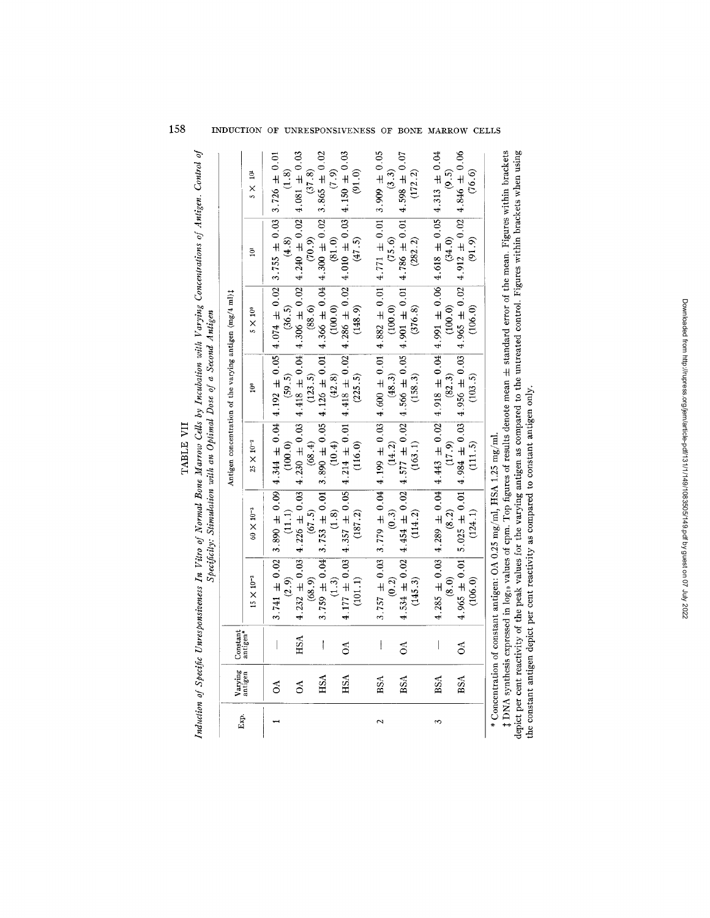TABLE VII

*Induction of Specific Unresponsiveness In Vitro of Normal Bone Marrow Cells by Incubation with Varying Concentrations of Antigen. Control of Specificity: Stimulation with an Optimal Dose of a Second Antigen*

| Exp. | Varying antigen | Constant antigen* | Antigen concentration of the varying antigen (mg/4 ml)‡ | | | | | | |
|---|---|---|---|---|---|---|---|---|---|
| | | | $15 \times 10^{-3}$ | $60 \times 10^{-3}$ | $25 \times 10^{-2}$ | $10^{0}$ | $5 \times 10^{0}$ | $10^{1}$ | $5 \times 10^{1}$ |
| 1 | OA | — | 3.741 ± 0.02 (2.9) | 3.890 ± 0.09 (11.1) | 4.344 ± 0.04 (100.0) | 4.192 ± 0.05 (59.5) | 4.074 ± 0.02 (36.5) | 3.755 ± 0.03 (4.8) | 3.726 ± 0.01 (1.8) |
| | OA | HSA | 4.232 ± 0.03 (68.9) | 4.226 ± 0.03 (67.5) | 4.230 ± 0.03 (68.4) | 4.418 ± 0.04 (123.5) | 4.306 ± 0.02 (88.6) | 4.240 ± 0.02 (70.9) | 4.081 ± 0.03 (37.8) |
| | HSA | — | 3.759 ± 0.04 (1.3) | 3.753 ± 0.01 (1.8) | 3.890 ± 0.05 (10.4) | 4.126 ± 0.01 (42.8) | 4.366 ± 0.04 (100.0) | 4.300 ± 0.02 (81.0) | 3.865 ± 0.02 (7.9) |
| | HSA | OA | 4.177 ± 0.03 (101.1) | 4.357 ± 0.05 (187.2) | 4.214 ± 0.01 (116.0) | 4.418 ± 0.02 (225.5) | 4.286 ± 0.02 (148.9) | 4.010 ± 0.03 (47.5) | 4.150 ± 0.03 (91.0) |
| 2 | BSA | — | 3.757 ± 0.03 (0.2) | 3.779 ± 0.04 (0.3) | 4.199 ± 0.03 (14.2) | 4.600 ± 0.01 (48.3) | 4.882 ± 0.01 (100.0) | 4.771 ± 0.01 (75.6) | 3.909 ± 0.05 (3.3) |
| | BSA | OA | 4.534 ± 0.02 (145.3) | 4.454 ± 0.02 (114.2) | 4.577 ± 0.02 (163.1) | 4.566 ± 0.05 (158.3) | 4.901 ± 0.01 (376.8) | 4.786 ± 0.01 (282.2) | 4.598 ± 0.07 (172.2) |
| 3 | BSA | — | 4.285 ± 0.03 (8.0) | 4.289 ± 0.04 (8.2) | 4.443 ± 0.02 (17.9) | 4.918 ± 0.04 (82.3) | 4.991 ± 0.06 (100.0) | 4.618 ± 0.05 (34.0) | 4.313 ± 0.04 (9.5) |
| | BSA | OA | 4.965 ± 0.01 (106.0) | 5.025 ± 0.01 (124.1) | 4.984 ± 0.03 (111.5) | 4.956 ± 0.03 (103.5) | 4.965 ± 0.02 (106.0) | 4.912 ± 0.02 (91.9) | 4.846 ± 0.06 (76.6) |

\* Concentration of constant antigen: OA 0.25 mg/ml, HSA 1.25 mg/ml.

‡ DNA synthesis expressed in $\log_{10}$ values of cpm. Top figures of results denote mean ± standard error of the mean. Figures within brackets depict per cent reactivity of the peak values for the varying antigen as compared to the untreated control. Figures within brackets when using the constant antigen depict per cent reactivity as compared to constant antigen only.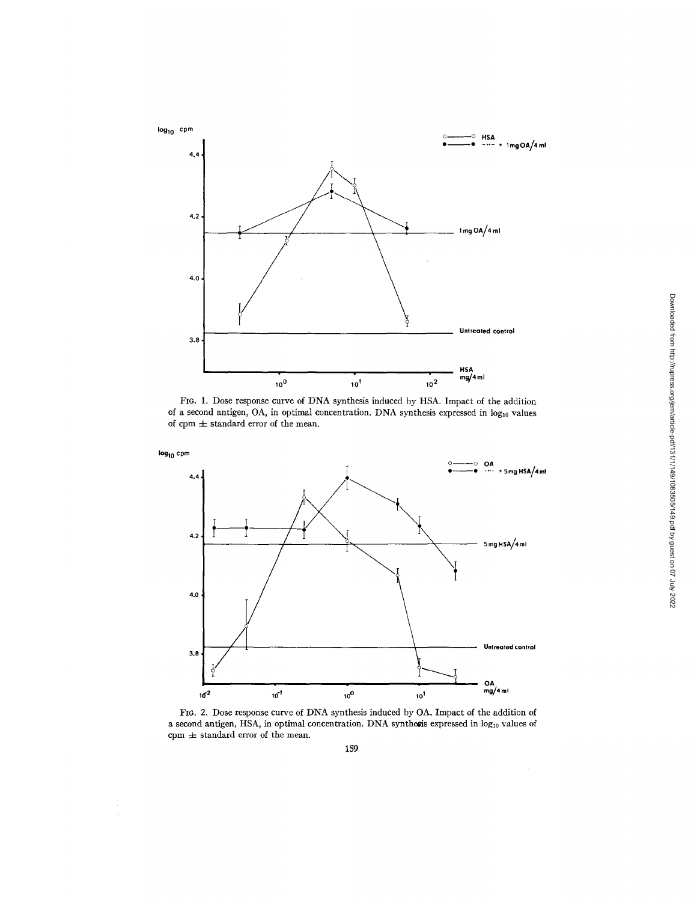FIG. 1. Dose response curve of DNA synthesis induced by HSA. Impact of the addition of a second antigen, OA, in optimal concentration. DNA synthesis expressed in $\log_{10}$ values of cpm $\pm$ standard error of the mean.

FIG. 2. Dose response curve of DNA synthesis induced by OA. Impact of the addition of a second antigen, HSA, in optimal concentration. DNA synthesis expressed in $\log_{10}$ values of cpm $\pm$ standard error of the mean.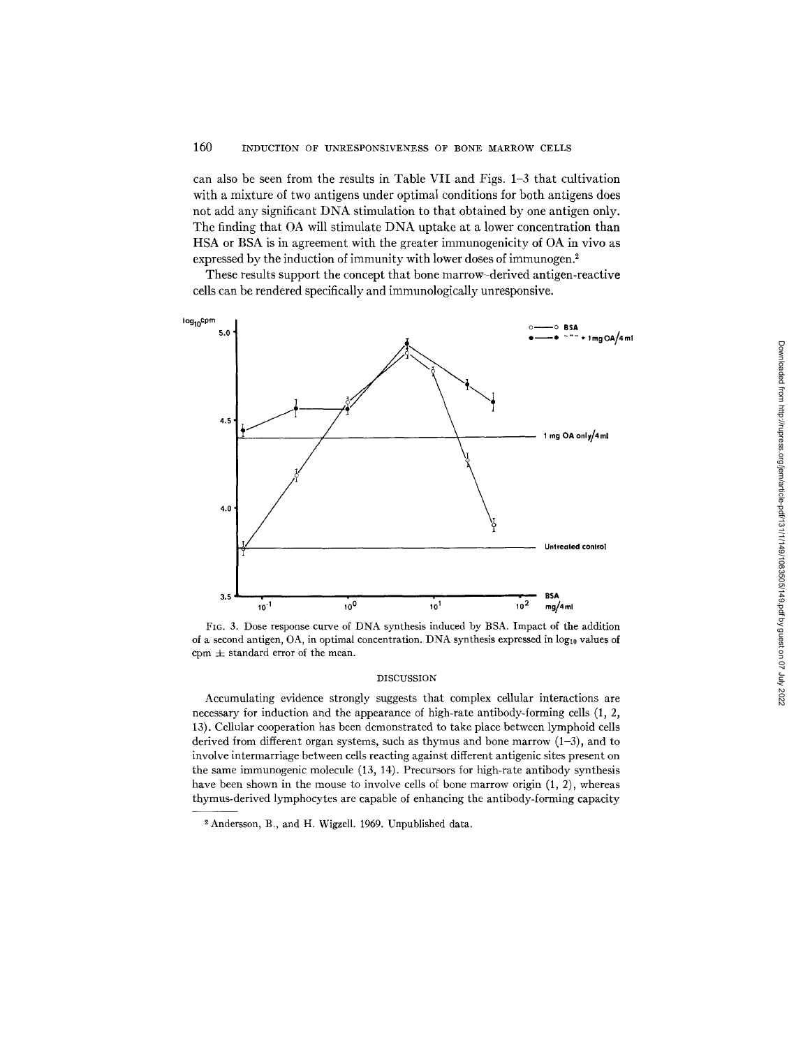can also be seen from the results in Table VII and Figs. 1–3 that cultivation with a mixture of two antigens under optimal conditions for both antigens does not add any significant DNA stimulation to that obtained by one antigen only. The finding that OA will stimulate DNA uptake at a lower concentration than HSA or BSA is in agreement with the greater immunogenicity of OA in vivo as expressed by the induction of immunity with lower doses of immunogen.[2]

These results support the concept that bone marrow–derived antigen-reactive cells can be rendered specifically and immunologically unresponsive.

FIG. 3. Dose response curve of DNA synthesis induced by BSA. Impact of the addition of a second antigen, OA, in optimal concentration. DNA synthesis expressed in $\log_{10}$ values of cpm $\pm$ standard error of the mean.

## DISCUSSION

Accumulating evidence strongly suggests that complex cellular interactions are necessary for induction and the appearance of high-rate antibody-forming cells (1, 2, 13). Cellular cooperation has been demonstrated to take place between lymphoid cells derived from different organ systems, such as thymus and bone marrow (1–3), and to involve intermarriage between cells reacting against different antigenic sites present on the same immunogenic molecule (13, 14). Precursors for high-rate antibody synthesis have been shown in the mouse to involve cells of bone marrow origin (1, 2), whereas thymus-derived lymphocytes are capable of enhancing the antibody-forming capacity

---

[2] Andersson, B., and H. Wigzell. 1969. Unpublished data.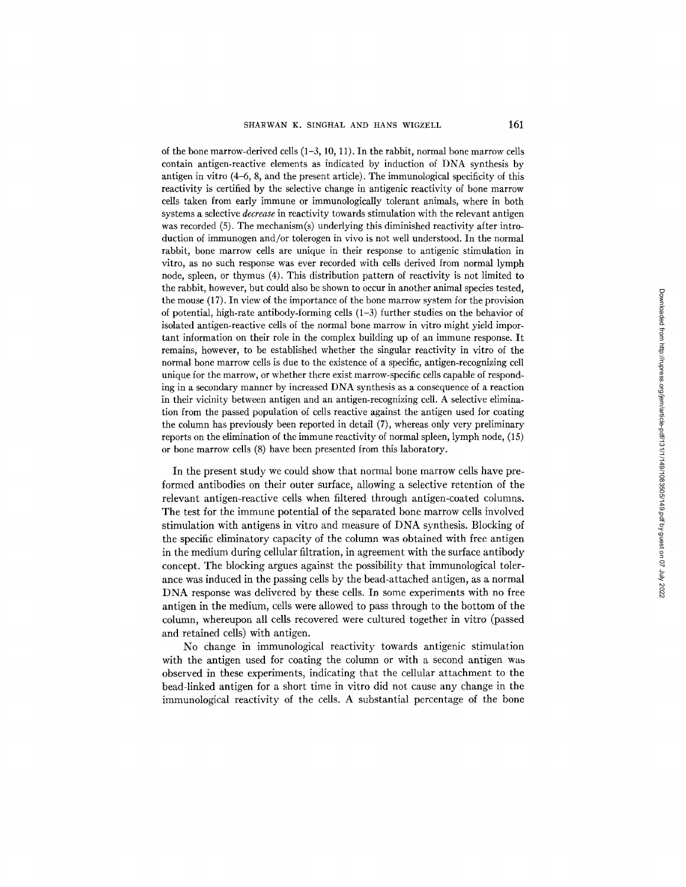of the bone marrow-derived cells (1–3, 10, 11). In the rabbit, normal bone marrow cells contain antigen-reactive elements as indicated by induction of DNA synthesis by antigen in vitro (4–6, 8, and the present article). The immunological specificity of this reactivity is certified by the selective change in antigenic reactivity of bone marrow cells taken from early immune or immunologically tolerant animals, where in both systems a selective *decrease* in reactivity towards stimulation with the relevant antigen was recorded (5). The mechanism(s) underlying this diminished reactivity after introduction of immunogen and/or tolerogen in vivo is not well understood. In the normal rabbit, bone marrow cells are unique in their response to antigenic stimulation in vitro, as no such response was ever recorded with cells derived from normal lymph node, spleen, or thymus (4). This distribution pattern of reactivity is not limited to the rabbit, however, but could also be shown to occur in another animal species tested, the mouse (17). In view of the importance of the bone marrow system for the provision of potential, high-rate antibody-forming cells (1–3) further studies on the behavior of isolated antigen-reactive cells of the normal bone marrow in vitro might yield important information on their role in the complex building up of an immune response. It remains, however, to be established whether the singular reactivity in vitro of the normal bone marrow cells is due to the existence of a specific, antigen-recognizing cell unique for the marrow, or whether there exist marrow-specific cells capable of responding in a secondary manner by increased DNA synthesis as a consequence of a reaction in their vicinity between antigen and an antigen-recognizing cell. A selective elimination from the passed population of cells reactive against the antigen used for coating the column has previously been reported in detail (7), whereas only very preliminary reports on the elimination of the immune reactivity of normal spleen, lymph node, (15) or bone marrow cells (8) have been presented from this laboratory.

In the present study we could show that normal bone marrow cells have preformed antibodies on their outer surface, allowing a selective retention of the relevant antigen-reactive cells when filtered through antigen-coated columns. The test for the immune potential of the separated bone marrow cells involved stimulation with antigens in vitro and measure of DNA synthesis. Blocking of the specific eliminatory capacity of the column was obtained with free antigen in the medium during cellular filtration, in agreement with the surface antibody concept. The blocking argues against the possibility that immunological tolerance was induced in the passing cells by the bead-attached antigen, as a normal DNA response was delivered by these cells. In some experiments with no free antigen in the medium, cells were allowed to pass through to the bottom of the column, whereupon all cells recovered were cultured together in vitro (passed and retained cells) with antigen.

No change in immunological reactivity towards antigenic stimulation with the antigen used for coating the column or with a second antigen was observed in these experiments, indicating that the cellular attachment to the bead-linked antigen for a short time in vitro did not cause any change in the immunological reactivity of the cells. A substantial percentage of the bone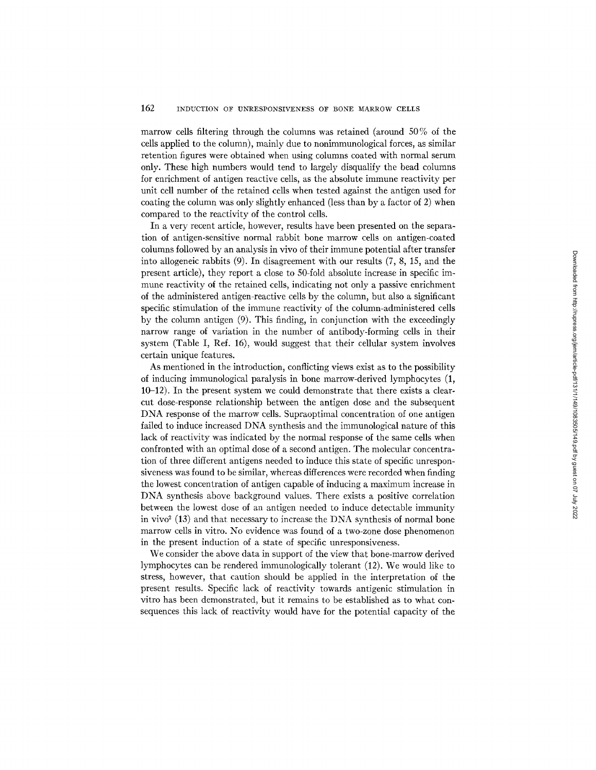marrow cells filtering through the columns was retained (around 50% of the cells applied to the column), mainly due to nonimmunological forces, as similar retention figures were obtained when using columns coated with normal serum only. These high numbers would tend to largely disqualify the bead columns for enrichment of antigen reactive cells, as the absolute immune reactivity per unit cell number of the retained cells when tested against the antigen used for coating the column was only slightly enhanced (less than by a factor of 2) when compared to the reactivity of the control cells.

In a very recent article, however, results have been presented on the separation of antigen-sensitive normal rabbit bone marrow cells on antigen-coated columns followed by an analysis in vivo of their immune potential after transfer into allogeneic rabbits (9). In disagreement with our results (7, 8, 15, and the present article), they report a close to 50-fold absolute increase in specific immune reactivity of the retained cells, indicating not only a passive enrichment of the administered antigen-reactive cells by the column, but also a significant specific stimulation of the immune reactivity of the column-administered cells by the column antigen (9). This finding, in conjunction with the exceedingly narrow range of variation in the number of antibody-forming cells in their system (Table I, Ref. 16), would suggest that their cellular system involves certain unique features.

As mentioned in the introduction, conflicting views exist as to the possibility of inducing immunological paralysis in bone marrow-derived lymphocytes (1, 10–12). In the present system we could demonstrate that there exists a clear-cut dose-response relationship between the antigen dose and the subsequent DNA response of the marrow cells. Supraoptimal concentration of one antigen failed to induce increased DNA synthesis and the immunological nature of this lack of reactivity was indicated by the normal response of the same cells when confronted with an optimal dose of a second antigen. The molecular concentration of three different antigens needed to induce this state of specific unresponsiveness was found to be similar, whereas differences were recorded when finding the lowest concentration of antigen capable of inducing a maximum increase in DNA synthesis above background values. There exists a positive correlation between the lowest dose of an antigen needed to induce detectable immunity in vivo[2] (13) and that necessary to increase the DNA synthesis of normal bone marrow cells in vitro. No evidence was found of a two-zone dose phenomenon in the present induction of a state of specific unresponsiveness.

We consider the above data in support of the view that bone-marrow derived lymphocytes can be rendered immunologically tolerant (12). We would like to stress, however, that caution should be applied in the interpretation of the present results. Specific lack of reactivity towards antigenic stimulation in vitro has been demonstrated, but it remains to be established as to what consequences this lack of reactivity would have for the potential capacity of the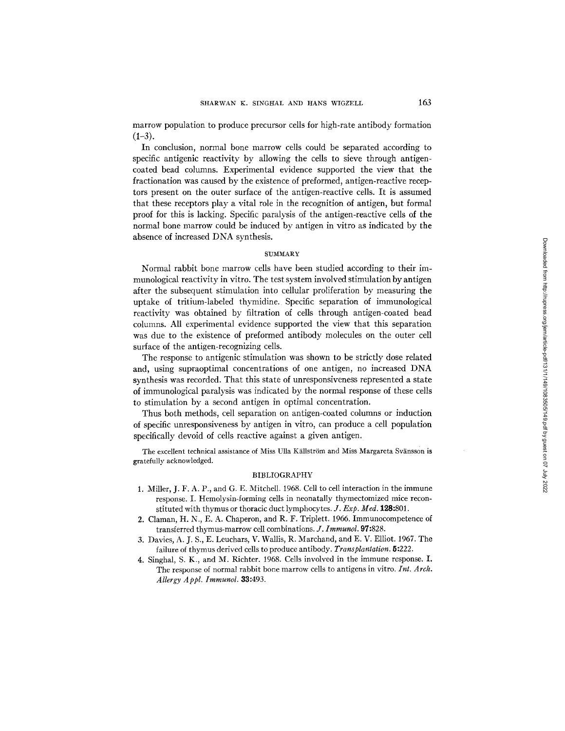marrow population to produce precursor cells for high-rate antibody formation (1–3).

In conclusion, normal bone marrow cells could be separated according to specific antigenic reactivity by allowing the cells to sieve through antigen-coated bead columns. Experimental evidence supported the view that the fractionation was caused by the existence of preformed, antigen-reactive receptors present on the outer surface of the antigen-reactive cells. It is assumed that these receptors play a vital role in the recognition of antigen, but formal proof for this is lacking. Specific paralysis of the antigen-reactive cells of the normal bone marrow could be induced by antigen in vitro as indicated by the absence of increased DNA synthesis.

## SUMMARY

Normal rabbit bone marrow cells have been studied according to their immunological reactivity in vitro. The test system involved stimulation by antigen after the subsequent stimulation into cellular proliferation by measuring the uptake of tritium-labeled thymidine. Specific separation of immunological reactivity was obtained by filtration of cells through antigen-coated bead columns. All experimental evidence supported the view that this separation was due to the existence of preformed antibody molecules on the outer cell surface of the antigen-recognizing cells.

The response to antigenic stimulation was shown to be strictly dose related and, using supraoptimal concentrations of one antigen, no increased DNA synthesis was recorded. That this state of unresponsiveness represented a state of immunological paralysis was indicated by the normal response of these cells to stimulation by a second antigen in optimal concentration.

Thus both methods, cell separation on antigen-coated columns or induction of specific unresponsiveness by antigen in vitro, can produce a cell population specifically devoid of cells reactive against a given antigen.

The excellent technical assistance of Miss Ulla Källström and Miss Margareta Svänsson is gratefully acknowledged.

## BIBLIOGRAPHY

1. Miller, J. F. A. P., and G. E. Mitchell. 1968. Cell to cell interaction in the immune response. I. Hemolysin-forming cells in neonatally thymectomized mice reconstituted with thymus or thoracic duct lymphocytes. *J. Exp. Med.* **128**:801.
2. Claman, H. N., E. A. Chaperon, and R. F. Triplett. 1966. Immunocompetence of transferred thymus-marrow cell combinations. *J. Immunol.* **97**:828.
3. Davies, A. J. S., E. Leuchars, V. Wallis, R. Marchand, and E. V. Elliot. 1967. The failure of thymus derived cells to produce antibody. *Transplantation.* **5**:222.
4. Singhal, S. K., and M. Richter. 1968. Cells involved in the immune response. I. The response of normal rabbit bone marrow cells to antigens in vitro. *Int. Arch. Allergy Appl. Immunol.* **33**:493.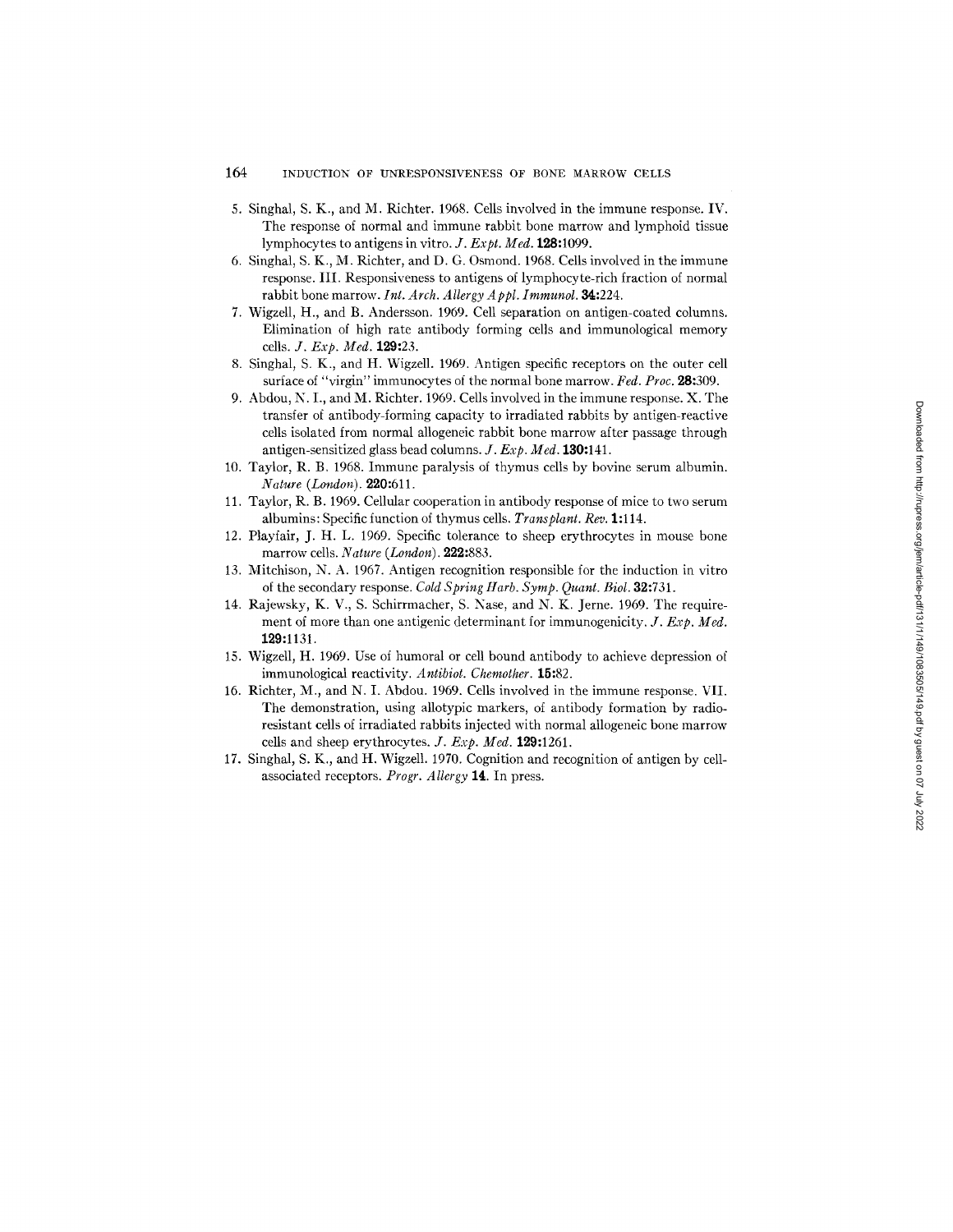5. Singhal, S. K., and M. Richter. 1968. Cells involved in the immune response. IV. The response of normal and immune rabbit bone marrow and lymphoid tissue lymphocytes to antigens in vitro. *J. Expt. Med.* **128**:1099.
6. Singhal, S. K., M. Richter, and D. G. Osmond. 1968. Cells involved in the immune response. III. Responsiveness to antigens of lymphocyte-rich fraction of normal rabbit bone marrow. *Int. Arch. Allergy Appl. Immunol.* **34**:224.
7. Wigzell, H., and B. Andersson. 1969. Cell separation on antigen-coated columns. Elimination of high rate antibody forming cells and immunological memory cells. *J. Exp. Med.* **129**:23.
8. Singhal, S. K., and H. Wigzell. 1969. Antigen specific receptors on the outer cell surface of "virgin" immunocytes of the normal bone marrow. *Fed. Proc.* **28**:309.
9. Abdou, N. I., and M. Richter. 1969. Cells involved in the immune response. X. The transfer of antibody-forming capacity to irradiated rabbits by antigen-reactive cells isolated from normal allogeneic rabbit bone marrow after passage through antigen-sensitized glass bead columns. *J. Exp. Med.* **130**:141.
10. Taylor, R. B. 1968. Immune paralysis of thymus cells by bovine serum albumin. *Nature (London).* **220**:611.
11. Taylor, R. B. 1969. Cellular cooperation in antibody response of mice to two serum albumins: Specific function of thymus cells. *Transplant. Rev.* **1**:114.
12. Playfair, J. H. L. 1969. Specific tolerance to sheep erythrocytes in mouse bone marrow cells. *Nature (London).* **222**:883.
13. Mitchison, N. A. 1967. Antigen recognition responsible for the induction in vitro of the secondary response. *Cold Spring Harb. Symp. Quant. Biol.* **32**:731.
14. Rajewsky, K. V., S. Schirrmacher, S. Nase, and N. K. Jerne. 1969. The requirement of more than one antigenic determinant for immunogenicity. *J. Exp. Med.* **129**:1131.
15. Wigzell, H. 1969. Use of humoral or cell bound antibody to achieve depression of immunological reactivity. *Antibiot. Chemother.* **15**:82.
16. Richter, M., and N. I. Abdou. 1969. Cells involved in the immune response. VII. The demonstration, using allotypic markers, of antibody formation by radio-resistant cells of irradiated rabbits injected with normal allogeneic bone marrow cells and sheep erythrocytes. *J. Exp. Med.* **129**:1261.
17. Singhal, S. K., and H. Wigzell. 1970. Cognition and recognition of antigen by cell-associated receptors. *Progr. Allergy* **14**. In press.